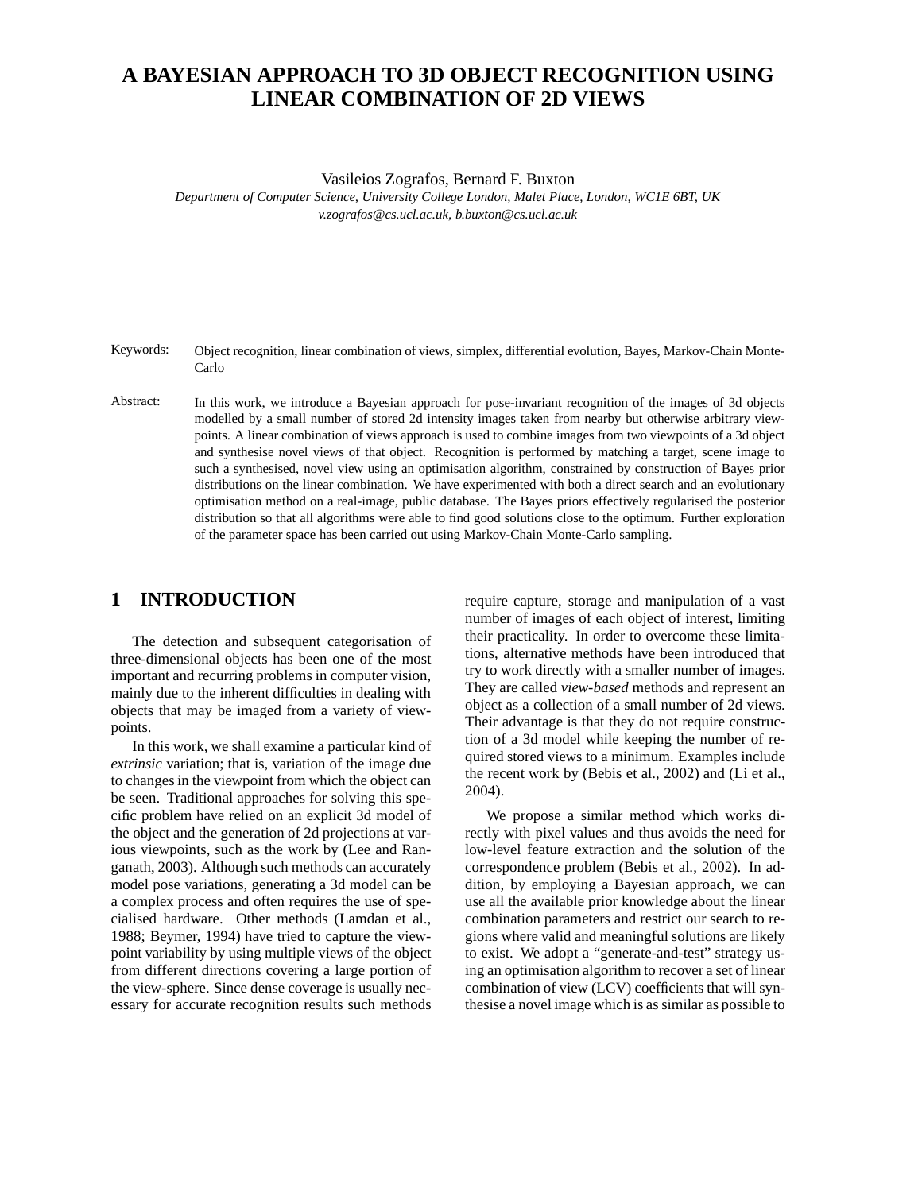# A BAYESIAN APPROACH TO 3D OBJECT RECOGNITION USING LINEAR COMBINATION OF 2D VIEWS

Vasileios Zografos, Bernard F. Buxton

*Department of Computer Science, University College London, Malet Place, London, WC1E 6BT, UK*

*v.zografos@cs.ucl.ac.uk, b.buxton@cs.ucl.ac.uk*

Keywords: Object recognition, linear combination of views, simplex, differential evolution, Bayes, Markov-Chain Monte-Carlo

Abstract: In this work, we introduce a Bayesian approach for pose-invariant recognition of the images of 3d objects modelled by a small number of stored 2d intensity images taken from nearby but otherwise arbitrary viewpoints. A linear combination of views approach is used to combine images from two viewpoints of a 3d object and synthesise novel views of that object. Recognition is performed by matching a target, scene image to such a synthesised, novel view using an optimisation algorithm, constrained by construction of Bayes prior distributions on the linear combination. We have experimented with both a direct search and an evolutionary optimisation method on a real-image, public database. The Bayes priors effectively regularised the posterior distribution so that all algorithms were able to find good solutions close to the optimum. Further exploration of the parameter space has been carried out using Markov-Chain Monte-Carlo sampling.

## 1 INTRODUCTION

The detection and subsequent categorisation of three-dimensional objects has been one of the most important and recurring problems in computer vision, mainly due to the inherent difficulties in dealing with objects that may be imaged from a variety of viewpoints.

In this work, we shall examine a particular kind of *extrinsic* variation; that is, variation of the image due to changes in the viewpoint from which the object can be seen. Traditional approaches for solving this specific problem have relied on an explicit 3d model of the object and the generation of 2d projections at various viewpoints, such as the work by (Lee and Ranganath, 2003). Although such methods can accurately model pose variations, generating a 3d model can be a complex process and often requires the use of specialised hardware. Other methods (Lamdan et al., 1988; Beymer, 1994) have tried to capture the viewpoint variability by using multiple views of the object from different directions covering a large portion of the view-sphere. Since dense coverage is usually necessary for accurate recognition results such methods require capture, storage and manipulation of a vast number of images of each object of interest, limiting their practicality. In order to overcome these limitations, alternative methods have been introduced that try to work directly with a smaller number of images. They are called *view-based* methods and represent an object as a collection of a small number of 2d views. Their advantage is that they do not require construction of a 3d model while keeping the number of required stored views to a minimum. Examples include the recent work by (Bebis et al., 2002) and (Li et al., 2004).

We propose a similar method which works directly with pixel values and thus avoids the need for low-level feature extraction and the solution of the correspondence problem (Bebis et al., 2002). In addition, by employing a Bayesian approach, we can use all the available prior knowledge about the linear combination parameters and restrict our search to regions where valid and meaningful solutions are likely to exist. We adopt a "generate-and-test" strategy using an optimisation algorithm to recover a set of linear combination of view (LCV) coefficients that will synthesise a novel image which is as similar as possible to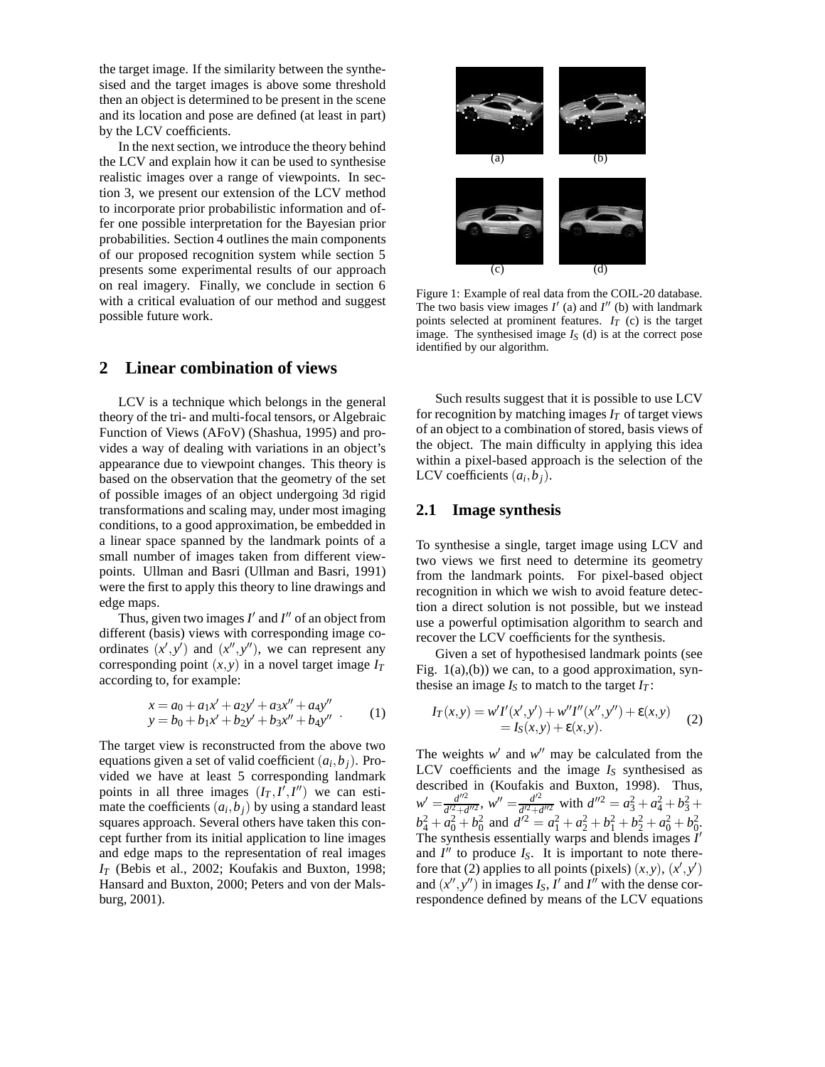the target image. If the similarity between the synthesised and the target images is above some threshold then an object is determined to be present in the scene and its location and pose are defined (at least in part) by the LCV coefficients.

In the next section, we introduce the theory behind the LCV and explain how it can be used to synthesise realistic images over a range of viewpoints. In section 3, we present our extension of the LCV method to incorporate prior probabilistic information and offer one possible interpretation for the Bayesian prior probabilities. Section 4 outlines the main components of our proposed recognition system while section 5 presents some experimental results of our approach on real imagery. Finally, we conclude in section 6 with a critical evaluation of our method and suggest possible future work.

Figure 1: Example of real data from the COIL-20 database. The two basis view images $I'$ (a) and $I''$ (b) with landmark points selected at prominent features. $I_T$ (c) is the target image. The synthesised image $I_S$ (d) is at the correct pose identified by our algorithm.

## 2 Linear combination of views

LCV is a technique which belongs in the general theory of the tri- and multi-focal tensors, or Algebraic Function of Views (AFoV) (Shashua, 1995) and provides a way of dealing with variations in an object's appearance due to viewpoint changes. This theory is based on the observation that the geometry of the set of possible images of an object undergoing 3d rigid transformations and scaling may, under most imaging conditions, to a good approximation, be embedded in a linear space spanned by the landmark points of a small number of images taken from different viewpoints. Ullman and Basri (Ullman and Basri, 1991) were the first to apply this theory to line drawings and edge maps.

Thus, given two images $I'$ and $I''$ of an object from different (basis) views with corresponding image coordinates $(x', y')$ and $(x'', y'')$, we can represent any corresponding point $(x, y)$ in a novel target image $I_T$ according to, for example:

$$\begin{aligned} x &= a_0 + a_1 x' + a_2 y' + a_3 x'' + a_4 y'' \\ y &= b_0 + b_1 x' + b_2 y' + b_3 x'' + b_4 y'' \end{aligned} \quad . \tag{1}$$

The target view is reconstructed from the above two equations given a set of valid coefficient $(a_i, b_j)$. Provided we have at least 5 corresponding landmark points in all three images $(I_T, I', I'')$ we can estimate the coefficients $(a_i, b_j)$ by using a standard least squares approach. Several others have taken this concept further from its initial application to line images and edge maps to the representation of real images $I_T$ (Bebis et al., 2002; Koufakis and Buxton, 1998; Hansard and Buxton, 2000; Peters and von der Malsburg, 2001).

Such results suggest that it is possible to use LCV for recognition by matching images $I_T$ of target views of an object to a combination of stored, basis views of the object. The main difficulty in applying this idea within a pixel-based approach is the selection of the LCV coefficients $(a_i, b_j)$.

### 2.1 Image synthesis

To synthesise a single, target image using LCV and two views we first need to determine its geometry from the landmark points. For pixel-based object recognition in which we wish to avoid feature detection a direct solution is not possible, but we instead use a powerful optimisation algorithm to search and recover the LCV coefficients for the synthesis.

Given a set of hypothesised landmark points (see Fig. 1(a),(b)) we can, to a good approximation, synthesise an image $I_S$ to match to the target $I_T$:

$$\begin{aligned} I_T(x,y) &= w' I'(x',y') + w'' I''(x'',y'') + \varepsilon(x,y) \\ &= I_S(x,y) + \varepsilon(x,y). \end{aligned} \tag{2}$$

The weights $w'$ and $w''$ may be calculated from the LCV coefficients and the image $I_S$ synthesised as described in (Koufakis and Buxton, 1998). Thus, $w' = \frac{d''^2}{d'^2 + d''^2}$, $w'' = \frac{d'^2}{d'^2 + d''^2}$ with $d''^2 = a_3^2 + a_4^2 + b_3^2 + b_4^2 + a_0^2 + b_0^2$ and $d'^2 = a_1^2 + a_2^2 + b_1^2 + b_2^2 + a_0^2 + b_0^2$. The synthesis essentially warps and blends images $I'$ and $I''$ to produce $I_S$. It is important to note therefore that (2) applies to all points (pixels) $(x, y)$, $(x', y')$ and $(x'', y'')$ in images $I_S$, $I'$ and $I''$ with the dense correspondence defined by means of the LCV equations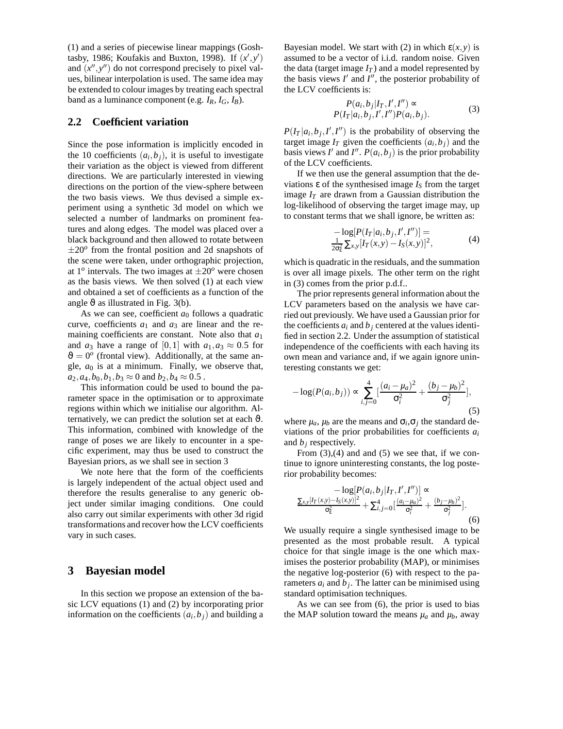(1) and a series of piecewise linear mappings (Goshtasby, 1986; Koufakis and Buxton, 1998). If $(x', y')$ and $(x'', y'')$ do not correspond precisely to pixel values, bilinear interpolation is used. The same idea may be extended to colour images by treating each spectral band as a luminance component (e.g. $I_R$, $I_G$, $I_B$).

## 2.2 Coefficient variation

Since the pose information is implicitly encoded in the 10 coefficients $(a_i, b_j)$, it is useful to investigate their variation as the object is viewed from different directions. We are particularly interested in viewing directions on the portion of the view-sphere between the two basis views. We thus devised a simple experiment using a synthetic 3d model on which we selected a number of landmarks on prominent features and along edges. The model was placed over a black background and then allowed to rotate between $\pm 20^o$ from the frontal position and 2d snapshots of the scene were taken, under orthographic projection, at $1^o$ intervals. The two images at $\pm 20^o$ were chosen as the basis views. We then solved (1) at each view and obtained a set of coefficients as a function of the angle $\vartheta$ as illustrated in Fig. 3(b).

As we can see, coefficient $a_0$ follows a quadratic curve, coefficients $a_1$ and $a_3$ are linear and the remaining coefficients are constant. Note also that $a_1$ and $a_3$ have a range of $[0, 1]$ with $a_1, a_3 \approx 0.5$ for $\vartheta = 0^o$ (frontal view). Additionally, at the same angle, $a_0$ is at a minimum. Finally, we observe that, $a_2, a_4, b_0, b_1, b_3 \approx 0$ and $b_2, b_4 \approx 0.5$ .

This information could be used to bound the parameter space in the optimisation or to approximate regions within which we initialise our algorithm. Alternatively, we can predict the solution set at each $\vartheta$. This information, combined with knowledge of the range of poses we are likely to encounter in a specific experiment, may thus be used to construct the Bayesian priors, as we shall see in section 3

We note here that the form of the coefficients is largely independent of the actual object used and therefore the results generalise to any generic object under similar imaging conditions. One could also carry out similar experiments with other 3d rigid transformations and recover how the LCV coefficients vary in such cases.

# 3 Bayesian model

In this section we propose an extension of the basic LCV equations (1) and (2) by incorporating prior information on the coefficients $(a_i, b_j)$ and building a Bayesian model. We start with (2) in which $\varepsilon(x, y)$ is assumed to be a vector of i.i.d. random noise. Given the data (target image $I_T$) and a model represented by the basis views $I'$ and $I''$, the posterior probability of the LCV coefficients is:

$$
\begin{aligned}
&P(a_i, b_j | I_T, I', I'') \propto \\
&P(I_T | a_i, b_j, I', I'') P(a_i, b_j).
\end{aligned}
\tag{3}
$$

$P(I_T | a_i, b_j, I', I'')$ is the probability of observing the target image $I_T$ given the coefficients $(a_i, b_j)$ and the basis views $I'$ and $I''$. $P(a_i, b_j)$ is the prior probability of the LCV coefficients.

If we then use the general assumption that the deviations $\varepsilon$ of the synthesised image $I_S$ from the target image $I_T$ are drawn from a Gaussian distribution the log-likelihood of observing the target image may, up to constant terms that we shall ignore, be written as:

$$
\begin{aligned}
&-\log[P(I_T | a_i, b_j, I', I'')] = \\
&\tfrac{1}{2\sigma_\varepsilon^2} \textstyle\sum_{x,y} [I_T(x, y) - I_S(x, y)]^2,
\end{aligned}
\tag{4}
$$

which is quadratic in the residuals, and the summation is over all image pixels. The other term on the right in (3) comes from the prior p.d.f..

The prior represents general information about the LCV parameters based on the analysis we have carried out previously. We have used a Gaussian prior for the coefficients $a_i$ and $b_j$ centered at the values identified in section 2.2. Under the assumption of statistical independence of the coefficients with each having its own mean and variance and, if we again ignore uninteresting constants we get:

$$
-\log(P(a_i, b_j)) \propto \sum_{i,j=0}^{4} [\frac{(a_i - \mu_a)^2}{\sigma_i^2} + \frac{(b_j - \mu_b)^2}{\sigma_j^2}],
\tag{5}
$$

where $\mu_a$, $\mu_b$ are the means and $\sigma_i$,$\sigma_j$ the standard deviations of the prior probabilities for coefficients $a_i$ and $b_j$ respectively.

From (3),(4) and and (5) we see that, if we continue to ignore uninteresting constants, the log posterior probability becomes:

$$
\begin{aligned}
&-\log[P(a_i, b_j | I_T, I', I'')] \propto \\
&\frac{\sum_{x,y}[I_T(x,y) - I_S(x,y)]^2}{\sigma_\varepsilon^2} + \textstyle\sum_{i,j=0}^{4} [\frac{(a_i - \mu_a)^2}{\sigma_i^2} + \frac{(b_j - \mu_b)^2}{\sigma_j^2}].
\end{aligned}
\tag{6}
$$

We usually require a single synthesised image to be presented as the most probable result. A typical choice for that single image is the one which maximises the posterior probability (MAP), or minimises the negative log-posterior (6) with respect to the parameters $a_i$ and $b_j$. The latter can be minimised using standard optimisation techniques.

As we can see from (6), the prior is used to bias the MAP solution toward the means $\mu_a$ and $\mu_b$, away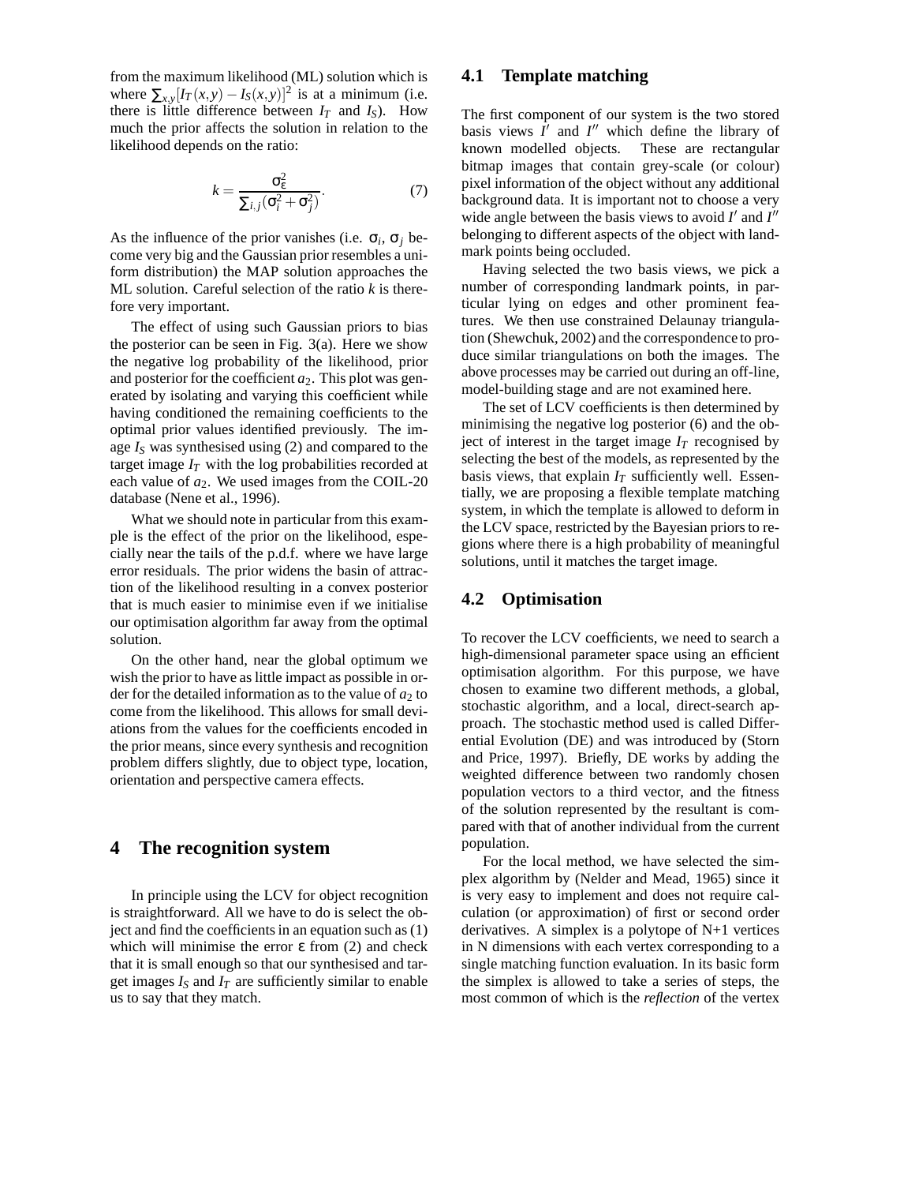from the maximum likelihood (ML) solution which is where $\sum_{x,y}[I_T(x,y) - I_S(x,y)]^2$ is at a minimum (i.e. there is little difference between $I_T$ and $I_S$). How much the prior affects the solution in relation to the likelihood depends on the ratio:

$$k = \frac{\sigma_\varepsilon^2}{\sum_{i,j}(\sigma_i^2 + \sigma_j^2)}. \tag{7}$$

As the influence of the prior vanishes (i.e. $\sigma_i$, $\sigma_j$ become very big and the Gaussian prior resembles a uniform distribution) the MAP solution approaches the ML solution. Careful selection of the ratio $k$ is therefore very important.

The effect of using such Gaussian priors to bias the posterior can be seen in Fig. 3(a). Here we show the negative log probability of the likelihood, prior and posterior for the coefficient $a_2$. This plot was generated by isolating and varying this coefficient while having conditioned the remaining coefficients to the optimal prior values identified previously. The image $I_S$ was synthesised using (2) and compared to the target image $I_T$ with the log probabilities recorded at each value of $a_2$. We used images from the COIL-20 database (Nene et al., 1996).

What we should note in particular from this example is the effect of the prior on the likelihood, especially near the tails of the p.d.f. where we have large error residuals. The prior widens the basin of attraction of the likelihood resulting in a convex posterior that is much easier to minimise even if we initialise our optimisation algorithm far away from the optimal solution.

On the other hand, near the global optimum we wish the prior to have as little impact as possible in order for the detailed information as to the value of $a_2$ to come from the likelihood. This allows for small deviations from the values for the coefficients encoded in the prior means, since every synthesis and recognition problem differs slightly, due to object type, location, orientation and perspective camera effects.

# 4 The recognition system

In principle using the LCV for object recognition is straightforward. All we have to do is select the object and find the coefficients in an equation such as (1) which will minimise the error $\varepsilon$ from (2) and check that it is small enough so that our synthesised and target images $I_S$ and $I_T$ are sufficiently similar to enable us to say that they match.

## 4.1 Template matching

The first component of our system is the two stored basis views $I'$ and $I''$ which define the library of known modelled objects. These are rectangular bitmap images that contain grey-scale (or colour) pixel information of the object without any additional background data. It is important not to choose a very wide angle between the basis views to avoid $I'$ and $I''$ belonging to different aspects of the object with landmark points being occluded.

Having selected the two basis views, we pick a number of corresponding landmark points, in particular lying on edges and other prominent features. We then use constrained Delaunay triangulation (Shewchuk, 2002) and the correspondence to produce similar triangulations on both the images. The above processes may be carried out during an off-line, model-building stage and are not examined here.

The set of LCV coefficients is then determined by minimising the negative log posterior (6) and the object of interest in the target image $I_T$ recognised by selecting the best of the models, as represented by the basis views, that explain $I_T$ sufficiently well. Essentially, we are proposing a flexible template matching system, in which the template is allowed to deform in the LCV space, restricted by the Bayesian priors to regions where there is a high probability of meaningful solutions, until it matches the target image.

## 4.2 Optimisation

To recover the LCV coefficients, we need to search a high-dimensional parameter space using an efficient optimisation algorithm. For this purpose, we have chosen to examine two different methods, a global, stochastic algorithm, and a local, direct-search approach. The stochastic method used is called Differential Evolution (DE) and was introduced by (Storn and Price, 1997). Briefly, DE works by adding the weighted difference between two randomly chosen population vectors to a third vector, and the fitness of the solution represented by the resultant is compared with that of another individual from the current population.

For the local method, we have selected the simplex algorithm by (Nelder and Mead, 1965) since it is very easy to implement and does not require calculation (or approximation) of first or second order derivatives. A simplex is a polytope of N+1 vertices in N dimensions with each vertex corresponding to a single matching function evaluation. In its basic form the simplex is allowed to take a series of steps, the most common of which is the *reflection* of the vertex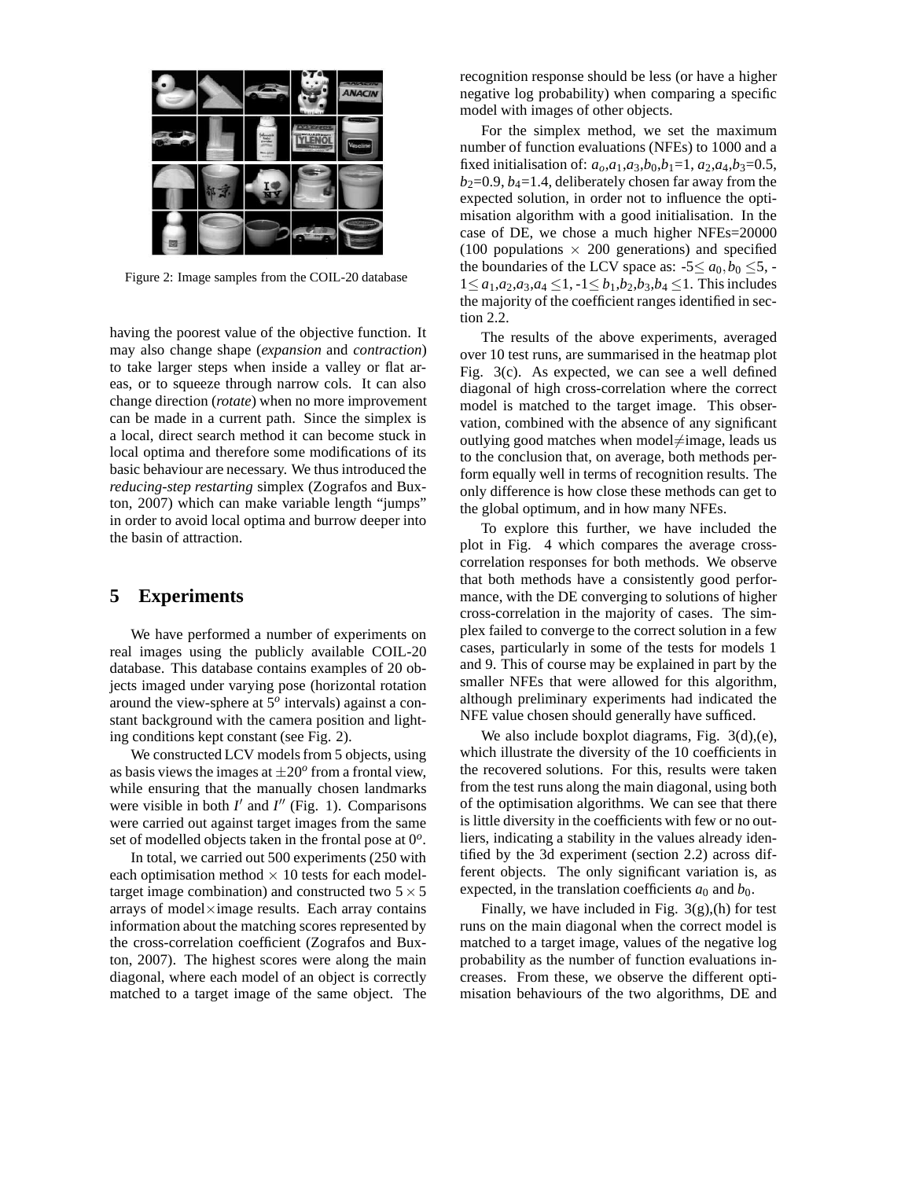Figure 2: Image samples from the COIL-20 database

having the poorest value of the objective function. It may also change shape (*expansion* and *contraction*) to take larger steps when inside a valley or flat areas, or to squeeze through narrow cols. It can also change direction (*rotate*) when no more improvement can be made in a current path. Since the simplex is a local, direct search method it can become stuck in local optima and therefore some modifications of its basic behaviour are necessary. We thus introduced the *reducing-step restarting* simplex (Zografos and Buxton, 2007) which can make variable length "jumps" in order to avoid local optima and burrow deeper into the basin of attraction.

## 5 Experiments

We have performed a number of experiments on real images using the publicly available COIL-20 database. This database contains examples of 20 objects imaged under varying pose (horizontal rotation around the view-sphere at $5^o$ intervals) against a constant background with the camera position and lighting conditions kept constant (see Fig. 2).

We constructed LCV models from 5 objects, using as basis views the images at $\pm 20^o$ from a frontal view, while ensuring that the manually chosen landmarks were visible in both $I'$ and $I''$ (Fig. 1). Comparisons were carried out against target images from the same set of modelled objects taken in the frontal pose at $0^o$.

In total, we carried out 500 experiments (250 with each optimisation method $\times$ 10 tests for each model-target image combination) and constructed two $5 \times 5$ arrays of model$\times$image results. Each array contains information about the matching scores represented by the cross-correlation coefficient (Zografos and Buxton, 2007). The highest scores were along the main diagonal, where each model of an object is correctly matched to a target image of the same object. The recognition response should be less (or have a higher negative log probability) when comparing a specific model with images of other objects.

For the simplex method, we set the maximum number of function evaluations (NFEs) to 1000 and a fixed initialisation of: $a_o$,$a_1$,$a_3$,$b_0$,$b_1$=1, $a_2$,$a_4$,$b_3$=0.5, $b_2$=0.9, $b_4$=1.4, deliberately chosen far away from the expected solution, in order not to influence the optimisation algorithm with a good initialisation. In the case of DE, we chose a much higher NFEs=20000 (100 populations $\times$ 200 generations) and specified the boundaries of the LCV space as: $-5 \leq a_0, b_0 \leq 5$, $-1 \leq a_1, a_2, a_3, a_4 \leq 1$, $-1 \leq b_1, b_2, b_3, b_4 \leq 1$. This includes the majority of the coefficient ranges identified in section 2.2.

The results of the above experiments, averaged over 10 test runs, are summarised in the heatmap plot Fig. 3(c). As expected, we can see a well defined diagonal of high cross-correlation where the correct model is matched to the target image. This observation, combined with the absence of any significant outlying good matches when model$\neq$image, leads us to the conclusion that, on average, both methods perform equally well in terms of recognition results. The only difference is how close these methods can get to the global optimum, and in how many NFEs.

To explore this further, we have included the plot in Fig. 4 which compares the average cross-correlation responses for both methods. We observe that both methods have a consistently good performance, with the DE converging to solutions of higher cross-correlation in the majority of cases. The simplex failed to converge to the correct solution in a few cases, particularly in some of the tests for models 1 and 9. This of course may be explained in part by the smaller NFEs that were allowed for this algorithm, although preliminary experiments had indicated the NFE value chosen should generally have sufficed.

We also include boxplot diagrams, Fig. 3(d),(e), which illustrate the diversity of the 10 coefficients in the recovered solutions. For this, results were taken from the test runs along the main diagonal, using both of the optimisation algorithms. We can see that there is little diversity in the coefficients with few or no outliers, indicating a stability in the values already identified by the 3d experiment (section 2.2) across different objects. The only significant variation is, as expected, in the translation coefficients $a_0$ and $b_0$.

Finally, we have included in Fig. 3(g),(h) for test runs on the main diagonal when the correct model is matched to a target image, values of the negative log probability as the number of function evaluations increases. From these, we observe the different optimisation behaviours of the two algorithms, DE and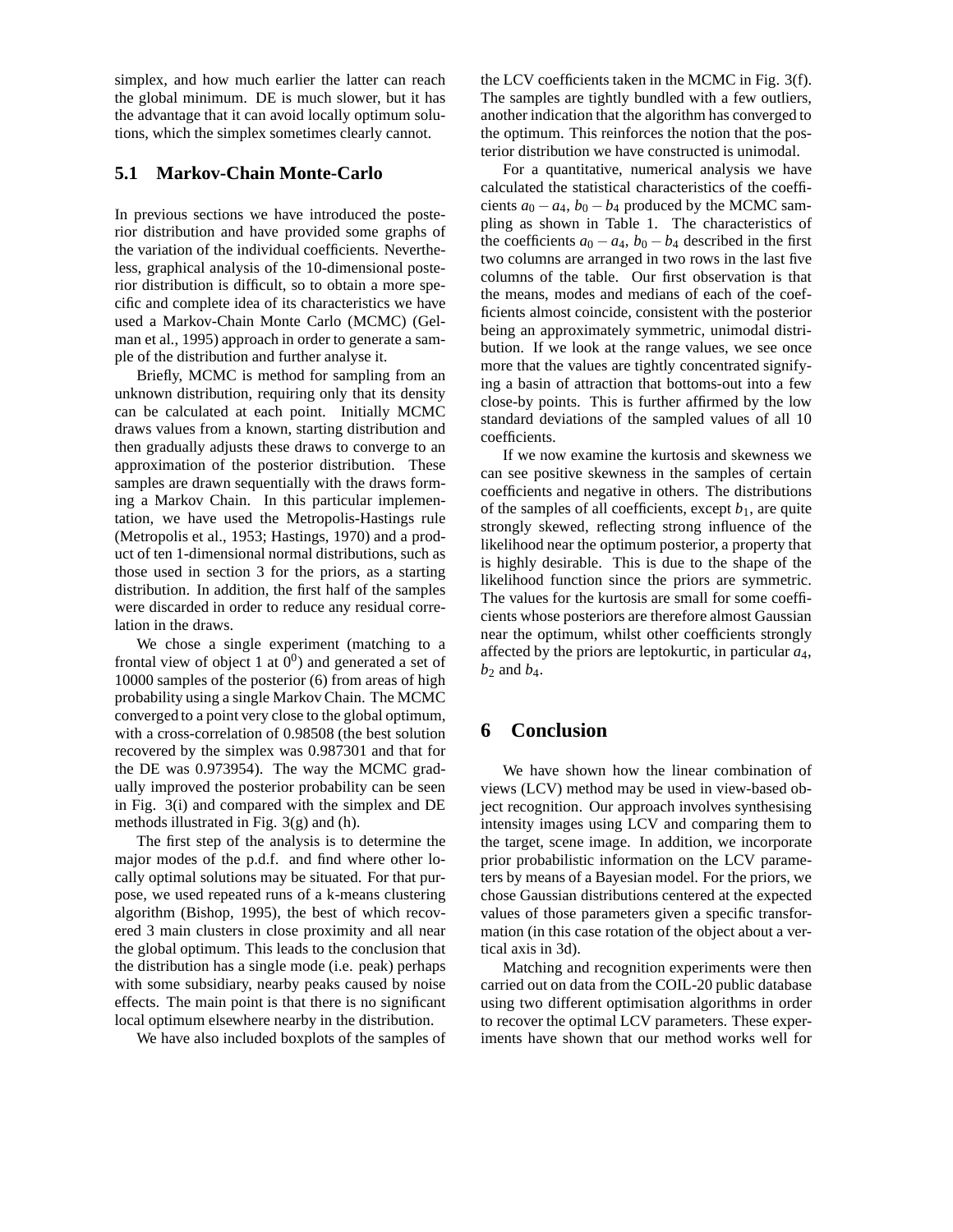simplex, and how much earlier the latter can reach the global minimum. DE is much slower, but it has the advantage that it can avoid locally optimum solutions, which the simplex sometimes clearly cannot.

### 5.1 Markov-Chain Monte-Carlo

In previous sections we have introduced the posterior distribution and have provided some graphs of the variation of the individual coefficients. Nevertheless, graphical analysis of the 10-dimensional posterior distribution is difficult, so to obtain a more specific and complete idea of its characteristics we have used a Markov-Chain Monte Carlo (MCMC) (Gelman et al., 1995) approach in order to generate a sample of the distribution and further analyse it.

Briefly, MCMC is method for sampling from an unknown distribution, requiring only that its density can be calculated at each point. Initially MCMC draws values from a known, starting distribution and then gradually adjusts these draws to converge to an approximation of the posterior distribution. These samples are drawn sequentially with the draws forming a Markov Chain. In this particular implementation, we have used the Metropolis-Hastings rule (Metropolis et al., 1953; Hastings, 1970) and a product of ten 1-dimensional normal distributions, such as those used in section 3 for the priors, as a starting distribution. In addition, the first half of the samples were discarded in order to reduce any residual correlation in the draws.

We chose a single experiment (matching to a frontal view of object 1 at $0^0$) and generated a set of 10000 samples of the posterior (6) from areas of high probability using a single Markov Chain. The MCMC converged to a point very close to the global optimum, with a cross-correlation of 0.98508 (the best solution recovered by the simplex was 0.987301 and that for the DE was 0.973954). The way the MCMC gradually improved the posterior probability can be seen in Fig. 3(i) and compared with the simplex and DE methods illustrated in Fig. 3(g) and (h).

The first step of the analysis is to determine the major modes of the p.d.f. and find where other locally optimal solutions may be situated. For that purpose, we used repeated runs of a k-means clustering algorithm (Bishop, 1995), the best of which recovered 3 main clusters in close proximity and all near the global optimum. This leads to the conclusion that the distribution has a single mode (i.e. peak) perhaps with some subsidiary, nearby peaks caused by noise effects. The main point is that there is no significant local optimum elsewhere nearby in the distribution.

We have also included boxplots of the samples of the LCV coefficients taken in the MCMC in Fig. 3(f). The samples are tightly bundled with a few outliers, another indication that the algorithm has converged to the optimum. This reinforces the notion that the posterior distribution we have constructed is unimodal.

For a quantitative, numerical analysis we have calculated the statistical characteristics of the coefficients $a_0 - a_4$, $b_0 - b_4$ produced by the MCMC sampling as shown in Table 1. The characteristics of the coefficients $a_0 - a_4$, $b_0 - b_4$ described in the first two columns are arranged in two rows in the last five columns of the table. Our first observation is that the means, modes and medians of each of the coefficients almost coincide, consistent with the posterior being an approximately symmetric, unimodal distribution. If we look at the range values, we see once more that the values are tightly concentrated signifying a basin of attraction that bottoms-out into a few close-by points. This is further affirmed by the low standard deviations of the sampled values of all 10 coefficients.

If we now examine the kurtosis and skewness we can see positive skewness in the samples of certain coefficients and negative in others. The distributions of the samples of all coefficients, except $b_1$, are quite strongly skewed, reflecting strong influence of the likelihood near the optimum posterior, a property that is highly desirable. This is due to the shape of the likelihood function since the priors are symmetric. The values for the kurtosis are small for some coefficients whose posteriors are therefore almost Gaussian near the optimum, whilst other coefficients strongly affected by the priors are leptokurtic, in particular $a_4$, $b_2$ and $b_4$.

## 6 Conclusion

We have shown how the linear combination of views (LCV) method may be used in view-based object recognition. Our approach involves synthesising intensity images using LCV and comparing them to the target, scene image. In addition, we incorporate prior probabilistic information on the LCV parameters by means of a Bayesian model. For the priors, we chose Gaussian distributions centered at the expected values of those parameters given a specific transformation (in this case rotation of the object about a vertical axis in 3d).

Matching and recognition experiments were then carried out on data from the COIL-20 public database using two different optimisation algorithms in order to recover the optimal LCV parameters. These experiments have shown that our method works well for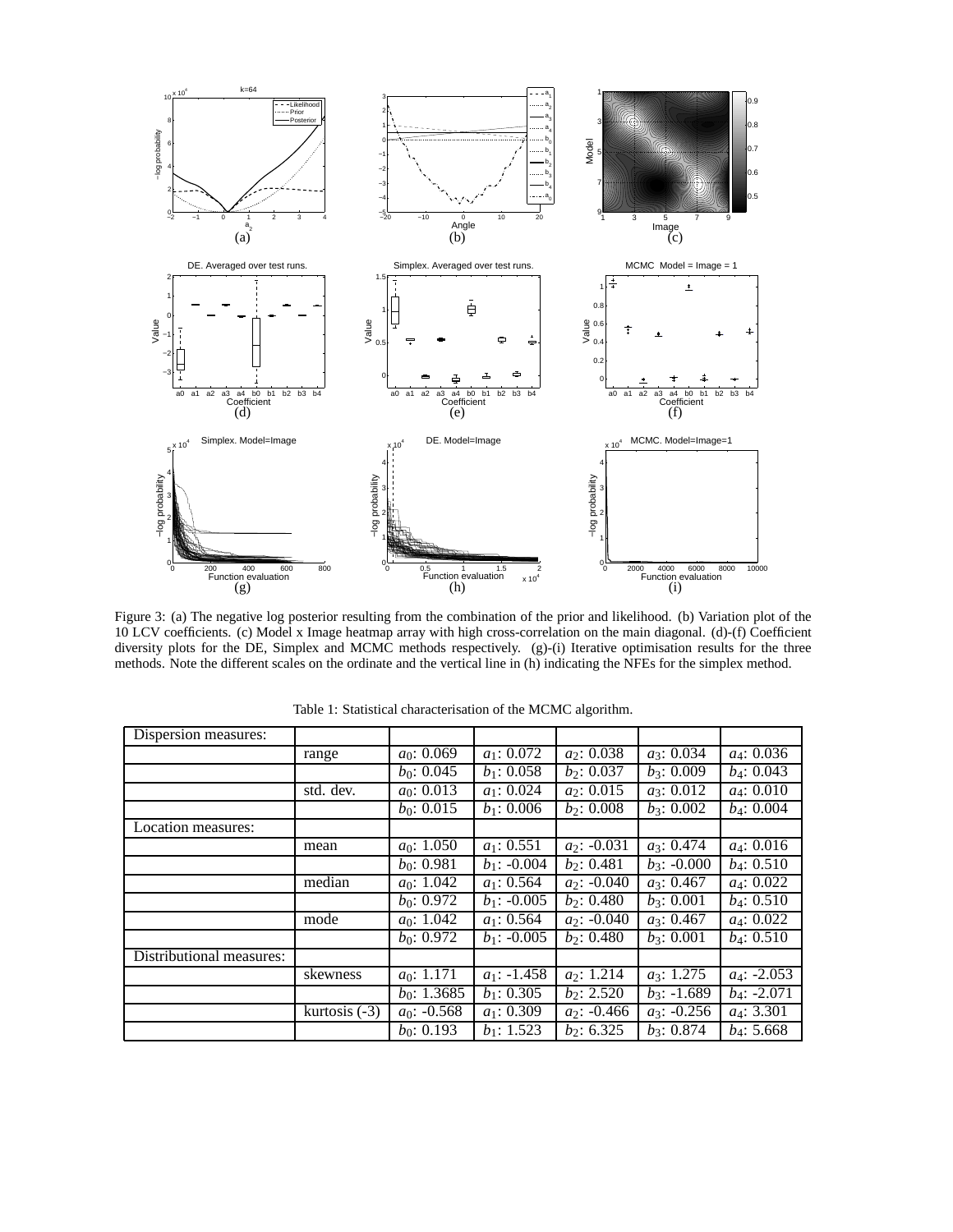Figure 3: (a) The negative log posterior resulting from the combination of the prior and likelihood. (b) Variation plot of the 10 LCV coefficients. (c) Model x Image heatmap array with high cross-correlation on the main diagonal. (d)-(f) Coefficient diversity plots for the DE, Simplex and MCMC methods respectively. (g)-(i) Iterative optimisation results for the three methods. Note the different scales on the ordinate and the vertical line in (h) indicating the NFEs for the simplex method.

Table 1: Statistical characterisation of the MCMC algorithm.

| Dispersion measures: | | | | | | |
|---|---|---|---|---|---|---|
| | range | $a_0$: 0.069 | $a_1$: 0.072 | $a_2$: 0.038 | $a_3$: 0.034 | $a_4$: 0.036 |
| | | $b_0$: 0.045 | $b_1$: 0.058 | $b_2$: 0.037 | $b_3$: 0.009 | $b_4$: 0.043 |
| | std. dev. | $a_0$: 0.013 | $a_1$: 0.024 | $a_2$: 0.015 | $a_3$: 0.012 | $a_4$: 0.010 |
| | | $b_0$: 0.015 | $b_1$: 0.006 | $b_2$: 0.008 | $b_3$: 0.002 | $b_4$: 0.004 |
| Location measures: | | | | | | |
| | mean | $a_0$: 1.050 | $a_1$: 0.551 | $a_2$: -0.031 | $a_3$: 0.474 | $a_4$: 0.016 |
| | | $b_0$: 0.981 | $b_1$: -0.004 | $b_2$: 0.481 | $b_3$: -0.000 | $b_4$: 0.510 |
| | median | $a_0$: 1.042 | $a_1$: 0.564 | $a_2$: -0.040 | $a_3$: 0.467 | $a_4$: 0.022 |
| | | $b_0$: 0.972 | $b_1$: -0.005 | $b_2$: 0.480 | $b_3$: 0.001 | $b_4$: 0.510 |
| | mode | $a_0$: 1.042 | $a_1$: 0.564 | $a_2$: -0.040 | $a_3$: 0.467 | $a_4$: 0.022 |
| | | $b_0$: 0.972 | $b_1$: -0.005 | $b_2$: 0.480 | $b_3$: 0.001 | $b_4$: 0.510 |
| Distributional measures: | | | | | | |
| | skewness | $a_0$: 1.171 | $a_1$: -1.458 | $a_2$: 1.214 | $a_3$: 1.275 | $a_4$: -2.053 |
| | | $b_0$: 1.3685 | $b_1$: 0.305 | $b_2$: 2.520 | $b_3$: -1.689 | $b_4$: -2.071 |
| | kurtosis (-3) | $a_0$: -0.568 | $a_1$: 0.309 | $a_2$: -0.466 | $a_3$: -0.256 | $a_4$: 3.301 |
| | | $b_0$: 0.193 | $b_1$: 1.523 | $b_2$: 6.325 | $b_3$: 0.874 | $b_4$: 5.668 |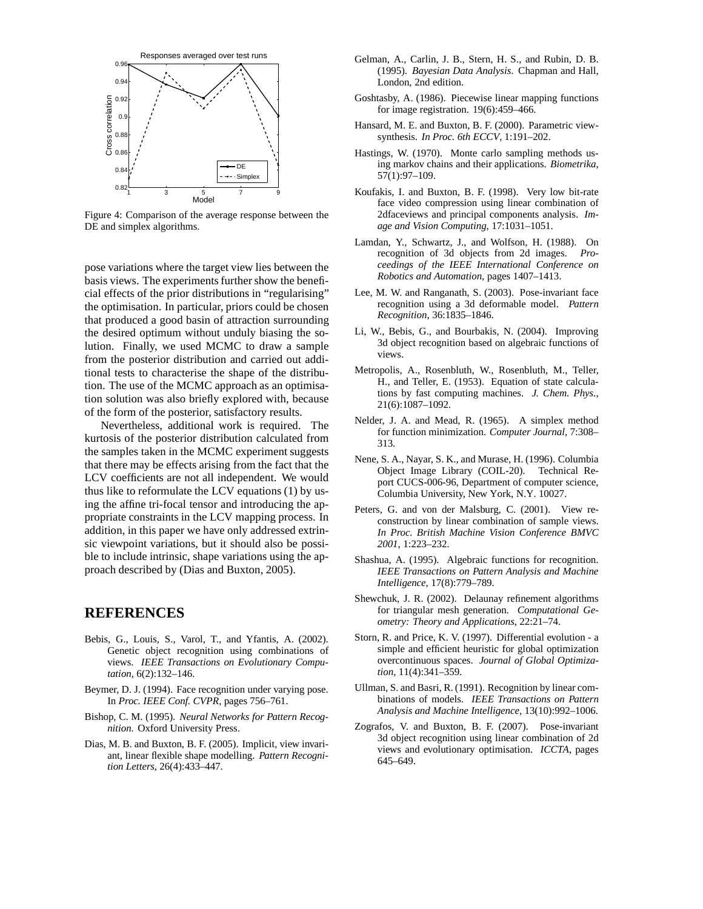Responses averaged over test runs

Cross correlation

0.96
0.94
0.92
0.9
0.88
0.86
0.84
0.82

1 3 5 7 9

Model

DE
Simplex

Figure 4: Comparison of the average response between the DE and simplex algorithms.

pose variations where the target view lies between the basis views. The experiments further show the beneficial effects of the prior distributions in "regularising" the optimisation. In particular, priors could be chosen that produced a good basin of attraction surrounding the desired optimum without unduly biasing the solution. Finally, we used MCMC to draw a sample from the posterior distribution and carried out additional tests to characterise the shape of the distribution. The use of the MCMC approach as an optimisation solution was also briefly explored with, because of the form of the posterior, satisfactory results.

Nevertheless, additional work is required. The kurtosis of the posterior distribution calculated from the samples taken in the MCMC experiment suggests that there may be effects arising from the fact that the LCV coefficients are not all independent. We would thus like to reformulate the LCV equations (1) by using the affine tri-focal tensor and introducing the appropriate constraints in the LCV mapping process. In addition, in this paper we have only addressed extrinsic viewpoint variations, but it should also be possible to include intrinsic, shape variations using the approach described by (Dias and Buxton, 2005).

## REFERENCES

Bebis, G., Louis, S., Varol, T., and Yfantis, A. (2002). Genetic object recognition using combinations of views. *IEEE Transactions on Evolutionary Computation*, 6(2):132–146.

Beymer, D. J. (1994). Face recognition under varying pose. In *Proc. IEEE Conf. CVPR*, pages 756–761.

Bishop, C. M. (1995). *Neural Networks for Pattern Recognition.* Oxford University Press.

Dias, M. B. and Buxton, B. F. (2005). Implicit, view invariant, linear flexible shape modelling. *Pattern Recognition Letters*, 26(4):433–447.

Gelman, A., Carlin, J. B., Stern, H. S., and Rubin, D. B. (1995). *Bayesian Data Analysis.* Chapman and Hall, London, 2nd edition.

Goshtasby, A. (1986). Piecewise linear mapping functions for image registration. 19(6):459–466.

Hansard, M. E. and Buxton, B. F. (2000). Parametric view-synthesis. *In Proc. 6th ECCV*, 1:191–202.

Hastings, W. (1970). Monte carlo sampling methods using markov chains and their applications. *Biometrika*, 57(1):97–109.

Koufakis, I. and Buxton, B. F. (1998). Very low bit-rate face video compression using linear combination of 2dfaceviews and principal components analysis. *Image and Vision Computing*, 17:1031–1051.

Lamdan, Y., Schwartz, J., and Wolfson, H. (1988). On recognition of 3d objects from 2d images. *Proceedings of the IEEE International Conference on Robotics and Automation*, pages 1407–1413.

Lee, M. W. and Ranganath, S. (2003). Pose-invariant face recognition using a 3d deformable model. *Pattern Recognition*, 36:1835–1846.

Li, W., Bebis, G., and Bourbakis, N. (2004). Improving 3d object recognition based on algebraic functions of views.

Metropolis, A., Rosenbluth, W., Rosenbluth, M., Teller, H., and Teller, E. (1953). Equation of state calculations by fast computing machines. *J. Chem. Phys.*, 21(6):1087–1092.

Nelder, J. A. and Mead, R. (1965). A simplex method for function minimization. *Computer Journal*, 7:308–313.

Nene, S. A., Nayar, S. K., and Murase, H. (1996). Columbia Object Image Library (COIL-20). Technical Report CUCS-006-96, Department of computer science, Columbia University, New York, N.Y. 10027.

Peters, G. and von der Malsburg, C. (2001). View reconstruction by linear combination of sample views. *In Proc. British Machine Vision Conference BMVC 2001*, 1:223–232.

Shashua, A. (1995). Algebraic functions for recognition. *IEEE Transactions on Pattern Analysis and Machine Intelligence*, 17(8):779–789.

Shewchuk, J. R. (2002). Delaunay refinement algorithms for triangular mesh generation. *Computational Geometry: Theory and Applications*, 22:21–74.

Storn, R. and Price, K. V. (1997). Differential evolution - a simple and efficient heuristic for global optimization overcontinuous spaces. *Journal of Global Optimization*, 11(4):341–359.

Ullman, S. and Basri, R. (1991). Recognition by linear combinations of models. *IEEE Transactions on Pattern Analysis and Machine Intelligence*, 13(10):992–1006.

Zografos, V. and Buxton, B. F. (2007). Pose-invariant 3d object recognition using linear combination of 2d views and evolutionary optimisation. *ICCTA*, pages 645–649.